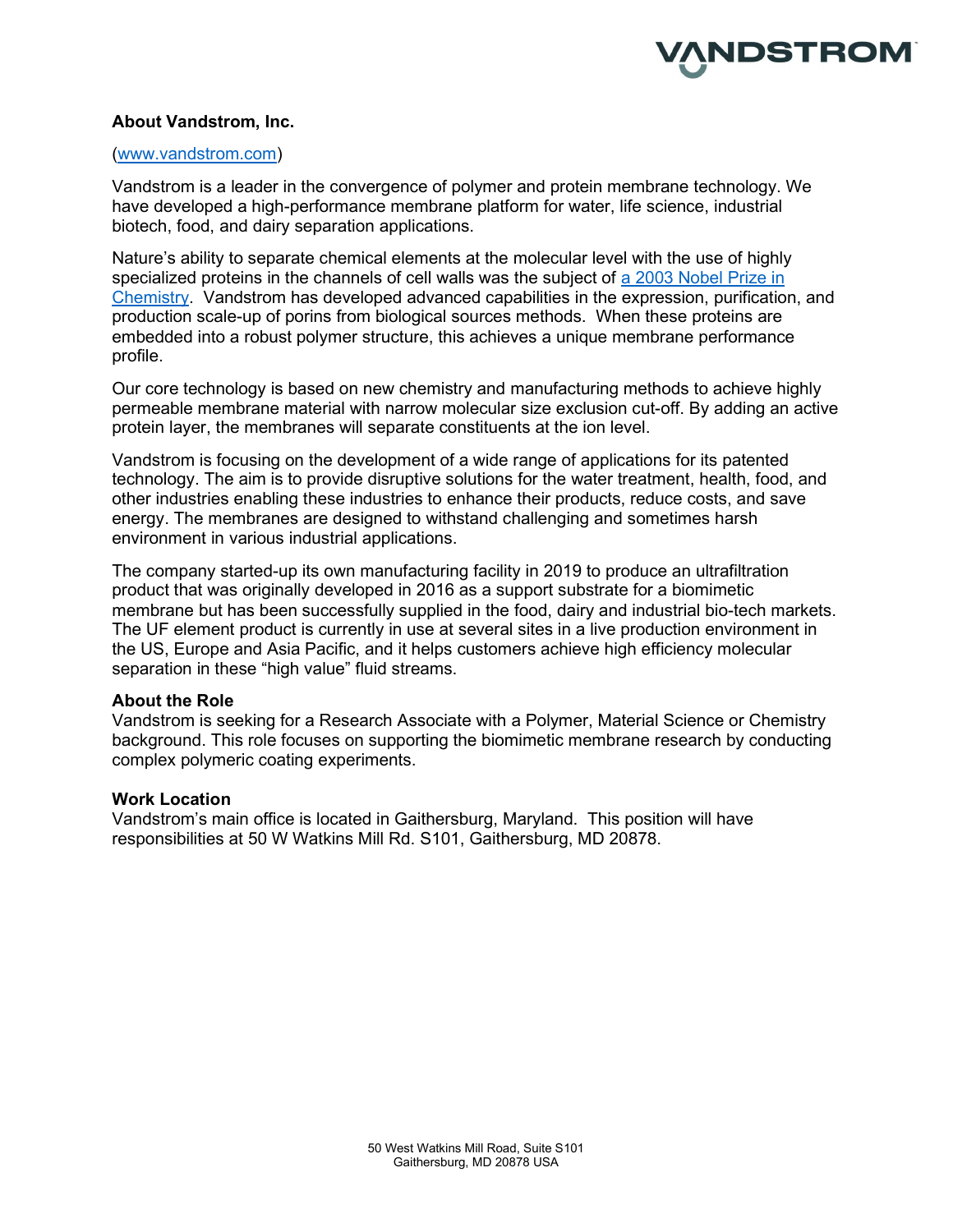## About Vandstrom, Inc.

([www.vandstrom.com](www.vandstrom.com))

Vandstrom is a leader in the convergence of polymer and protein membrane technology. We have developed a high-performance membrane platform for water, life science, industrial biotech, food, and dairy separation applications.

Nature's ability to separate chemical elements at the molecular level with the use of highly specialized proteins in the channels of cell walls was the subject of [a 2003 Nobel Prize in Chemistry](). Vandstrom has developed advanced capabilities in the expression, purification, and production scale-up of porins from biological sources methods. When these proteins are embedded into a robust polymer structure, this achieves a unique membrane performance profile.

Our core technology is based on new chemistry and manufacturing methods to achieve highly permeable membrane material with narrow molecular size exclusion cut-off. By adding an active protein layer, the membranes will separate constituents at the ion level.

Vandstrom is focusing on the development of a wide range of applications for its patented technology. The aim is to provide disruptive solutions for the water treatment, health, food, and other industries enabling these industries to enhance their products, reduce costs, and save energy. The membranes are designed to withstand challenging and sometimes harsh environment in various industrial applications.

The company started-up its own manufacturing facility in 2019 to produce an ultrafiltration product that was originally developed in 2016 as a support substrate for a biomimetic membrane but has been successfully supplied in the food, dairy and industrial bio-tech markets. The UF element product is currently in use at several sites in a live production environment in the US, Europe and Asia Pacific, and it helps customers achieve high efficiency molecular separation in these "high value" fluid streams.

## About the Role

Vandstrom is seeking for a Research Associate with a Polymer, Material Science or Chemistry background. This role focuses on supporting the biomimetic membrane research by conducting complex polymeric coating experiments.

## Work Location

Vandstrom's main office is located in Gaithersburg, Maryland. This position will have responsibilities at 50 W Watkins Mill Rd. S101, Gaithersburg, MD 20878.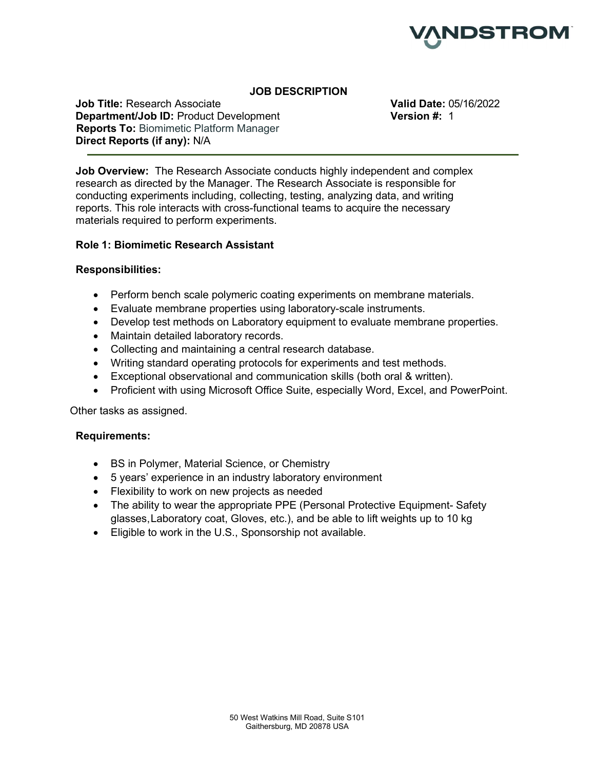VANDSTROM

**JOB DESCRIPTION**

**Job Title:** Research Associate
**Department/Job ID:** Product Development
**Reports To:** Biomimetic Platform Manager
**Direct Reports (if any):** N/A

**Valid Date:** 05/16/2022
**Version #:** 1

---

**Job Overview:** The Research Associate conducts highly independent and complex research as directed by the Manager. The Research Associate is responsible for conducting experiments including, collecting, testing, analyzing data, and writing reports. This role interacts with cross-functional teams to acquire the necessary materials required to perform experiments.

**Role 1: Biomimetic Research Assistant**

**Responsibilities:**

- Perform bench scale polymeric coating experiments on membrane materials.
- Evaluate membrane properties using laboratory-scale instruments.
- Develop test methods on Laboratory equipment to evaluate membrane properties.
- Maintain detailed laboratory records.
- Collecting and maintaining a central research database.
- Writing standard operating protocols for experiments and test methods.
- Exceptional observational and communication skills (both oral & written).
- Proficient with using Microsoft Office Suite, especially Word, Excel, and PowerPoint.

Other tasks as assigned.

**Requirements:**

- BS in Polymer, Material Science, or Chemistry
- 5 years' experience in an industry laboratory environment
- Flexibility to work on new projects as needed
- The ability to wear the appropriate PPE (Personal Protective Equipment- Safety glasses, Laboratory coat, Gloves, etc.), and be able to lift weights up to 10 kg
- Eligible to work in the U.S., Sponsorship not available.

50 West Watkins Mill Road, Suite S101
Gaithersburg, MD 20878 USA